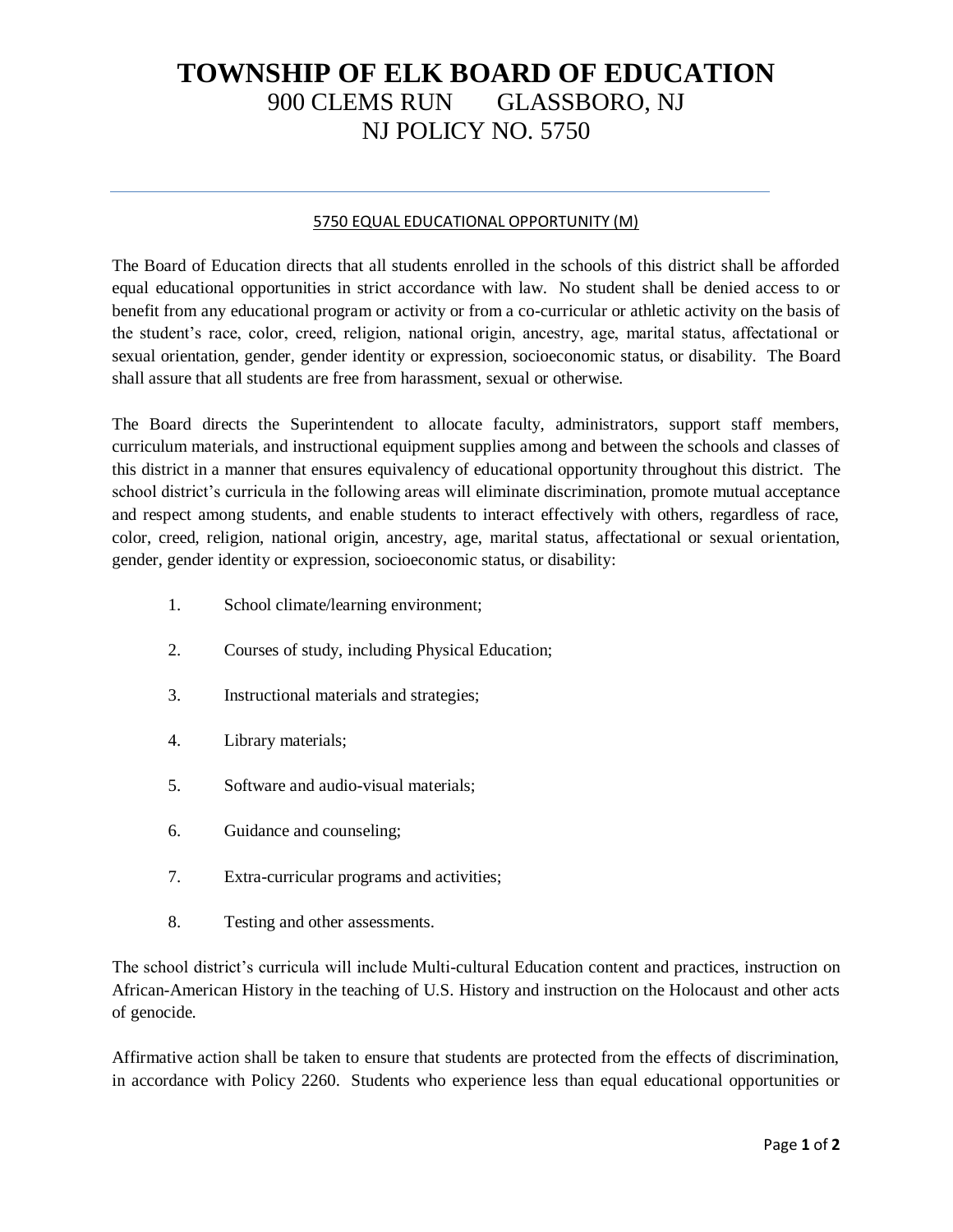# TOWNSHIP OF ELK BOARD OF EDUCATION

900 CLEMS RUN GLASSBORO, NJ

NJ POLICY NO. 5750

---

## 5750 EQUAL EDUCATIONAL OPPORTUNITY (M)

The Board of Education directs that all students enrolled in the schools of this district shall be afforded equal educational opportunities in strict accordance with law. No student shall be denied access to or benefit from any educational program or activity or from a co-curricular or athletic activity on the basis of the student's race, color, creed, religion, national origin, ancestry, age, marital status, affectational or sexual orientation, gender, gender identity or expression, socioeconomic status, or disability. The Board shall assure that all students are free from harassment, sexual or otherwise.

The Board directs the Superintendent to allocate faculty, administrators, support staff members, curriculum materials, and instructional equipment supplies among and between the schools and classes of this district in a manner that ensures equivalency of educational opportunity throughout this district. The school district's curricula in the following areas will eliminate discrimination, promote mutual acceptance and respect among students, and enable students to interact effectively with others, regardless of race, color, creed, religion, national origin, ancestry, age, marital status, affectational or sexual orientation, gender, gender identity or expression, socioeconomic status, or disability:

1. School climate/learning environment;
2. Courses of study, including Physical Education;
3. Instructional materials and strategies;
4. Library materials;
5. Software and audio-visual materials;
6. Guidance and counseling;
7. Extra-curricular programs and activities;
8. Testing and other assessments.

The school district's curricula will include Multi-cultural Education content and practices, instruction on African-American History in the teaching of U.S. History and instruction on the Holocaust and other acts of genocide.

Affirmative action shall be taken to ensure that students are protected from the effects of discrimination, in accordance with Policy 2260. Students who experience less than equal educational opportunities or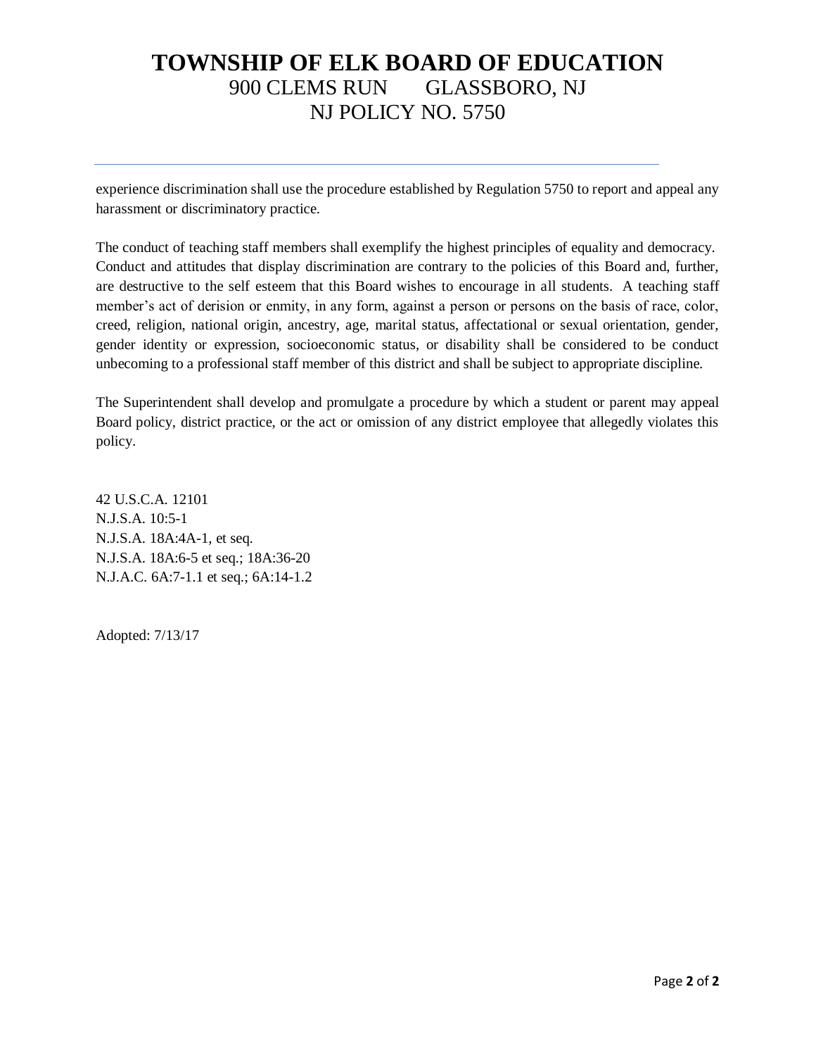experience discrimination shall use the procedure established by Regulation 5750 to report and appeal any harassment or discriminatory practice.

The conduct of teaching staff members shall exemplify the highest principles of equality and democracy. Conduct and attitudes that display discrimination are contrary to the policies of this Board and, further, are destructive to the self esteem that this Board wishes to encourage in all students. A teaching staff member's act of derision or enmity, in any form, against a person or persons on the basis of race, color, creed, religion, national origin, ancestry, age, marital status, affectational or sexual orientation, gender, gender identity or expression, socioeconomic status, or disability shall be considered to be conduct unbecoming to a professional staff member of this district and shall be subject to appropriate discipline.

The Superintendent shall develop and promulgate a procedure by which a student or parent may appeal Board policy, district practice, or the act or omission of any district employee that allegedly violates this policy.

42 U.S.C.A. 12101
N.J.S.A. 10:5-1
N.J.S.A. 18A:4A-1, et seq.
N.J.S.A. 18A:6-5 et seq.; 18A:36-20
N.J.A.C. 6A:7-1.1 et seq.; 6A:14-1.2

Adopted: 7/13/17